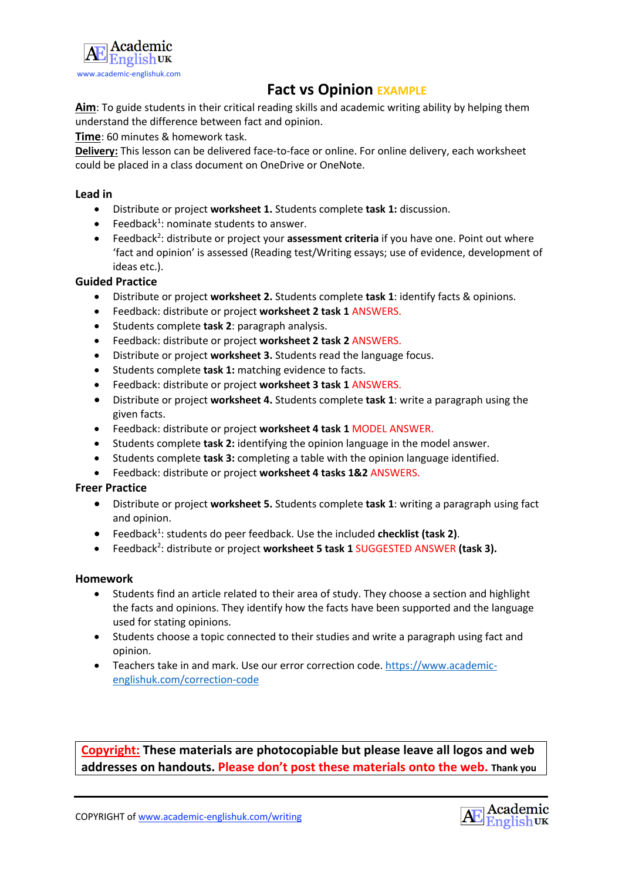Academic English UK
www.academic-englishuk.com

# Fact vs Opinion EXAMPLE

**Aim**: To guide students in their critical reading skills and academic writing ability by helping them understand the difference between fact and opinion.

**Time**: 60 minutes & homework task.

**Delivery:** This lesson can be delivered face-to-face or online. For online delivery, each worksheet could be placed in a class document on OneDrive or OneNote.

### Lead in

- Distribute or project **worksheet 1.** Students complete **task 1:** discussion.
- Feedback[1]: nominate students to answer.
- Feedback[2]: distribute or project your **assessment criteria** if you have one. Point out where 'fact and opinion' is assessed (Reading test/Writing essays; use of evidence, development of ideas etc.).

### Guided Practice

- Distribute or project **worksheet 2.** Students complete **task 1**: identify facts & opinions.
- Feedback: distribute or project **worksheet 2 task 1** ANSWERS.
- Students complete **task 2**: paragraph analysis.
- Feedback: distribute or project **worksheet 2 task 2** ANSWERS.
- Distribute or project **worksheet 3.** Students read the language focus.
- Students complete **task 1:** matching evidence to facts.
- Feedback: distribute or project **worksheet 3 task 1** ANSWERS.
- Distribute or project **worksheet 4.** Students complete **task 1**: write a paragraph using the given facts.
- Feedback: distribute or project **worksheet 4 task 1** MODEL ANSWER.
- Students complete **task 2:** identifying the opinion language in the model answer.
- Students complete **task 3:** completing a table with the opinion language identified.
- Feedback: distribute or project **worksheet 4 tasks 1&2** ANSWERS.

### Freer Practice

- Distribute or project **worksheet 5.** Students complete **task 1**: writing a paragraph using fact and opinion.
- Feedback[1]: students do peer feedback. Use the included **checklist (task 2)**.
- Feedback[2]: distribute or project **worksheet 5 task 1** SUGGESTED ANSWER **(task 3).**

### Homework

- Students find an article related to their area of study. They choose a section and highlight the facts and opinions. They identify how the facts have been supported and the language used for stating opinions.
- Students choose a topic connected to their studies and write a paragraph using fact and opinion.
- Teachers take in and mark. Use our error correction code. https://www.academic-englishuk.com/correction-code

**Copyright: These materials are photocopiable but please leave all logos and web addresses on handouts. Please don't post these materials onto the web. Thank you**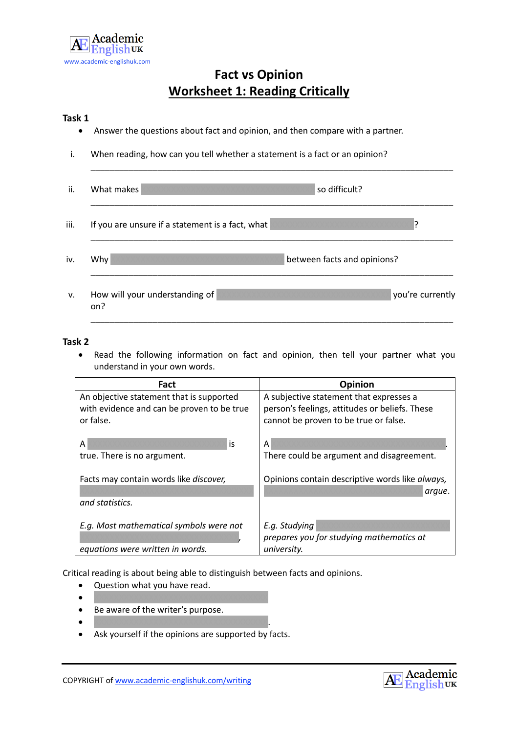# Fact vs Opinion
## Worksheet 1: Reading Critically

**Task 1**

- Answer the questions about fact and opinion, and then compare with a partner.

i. When reading, how can you tell whether a statement is a fact or an opinion?

______________________________________________________________________________

ii. What makes so difficult?

______________________________________________________________________________

iii. If you are unsure if a statement is a fact, what ?

______________________________________________________________________________

iv. Why between facts and opinions?

______________________________________________________________________________

v. How will your understanding of you're currently on?

______________________________________________________________________________

**Task 2**

- Read the following information on fact and opinion, then tell your partner what you understand in your own words.

| Fact | Opinion |
|---|---|
| An objective statement that is supported with evidence and can be proven to be true or false.<br><br>A is true. There is no argument.<br><br>Facts may contain words like *discover,* *and statistics.*<br><br>*E.g. Most mathematical symbols were not , equations were written in words.* | A subjective statement that expresses a person's feelings, attitudes or beliefs. These cannot be proven to be true or false.<br><br>A . There could be argument and disagreement.<br><br>Opinions contain descriptive words like *always,* *argue*.<br><br>*E.g. Studying prepares you for studying mathematics at university.* |

Critical reading is about being able to distinguish between facts and opinions.

- Question what you have read.
- 
- Be aware of the writer's purpose.
- .
- Ask yourself if the opinions are supported by facts.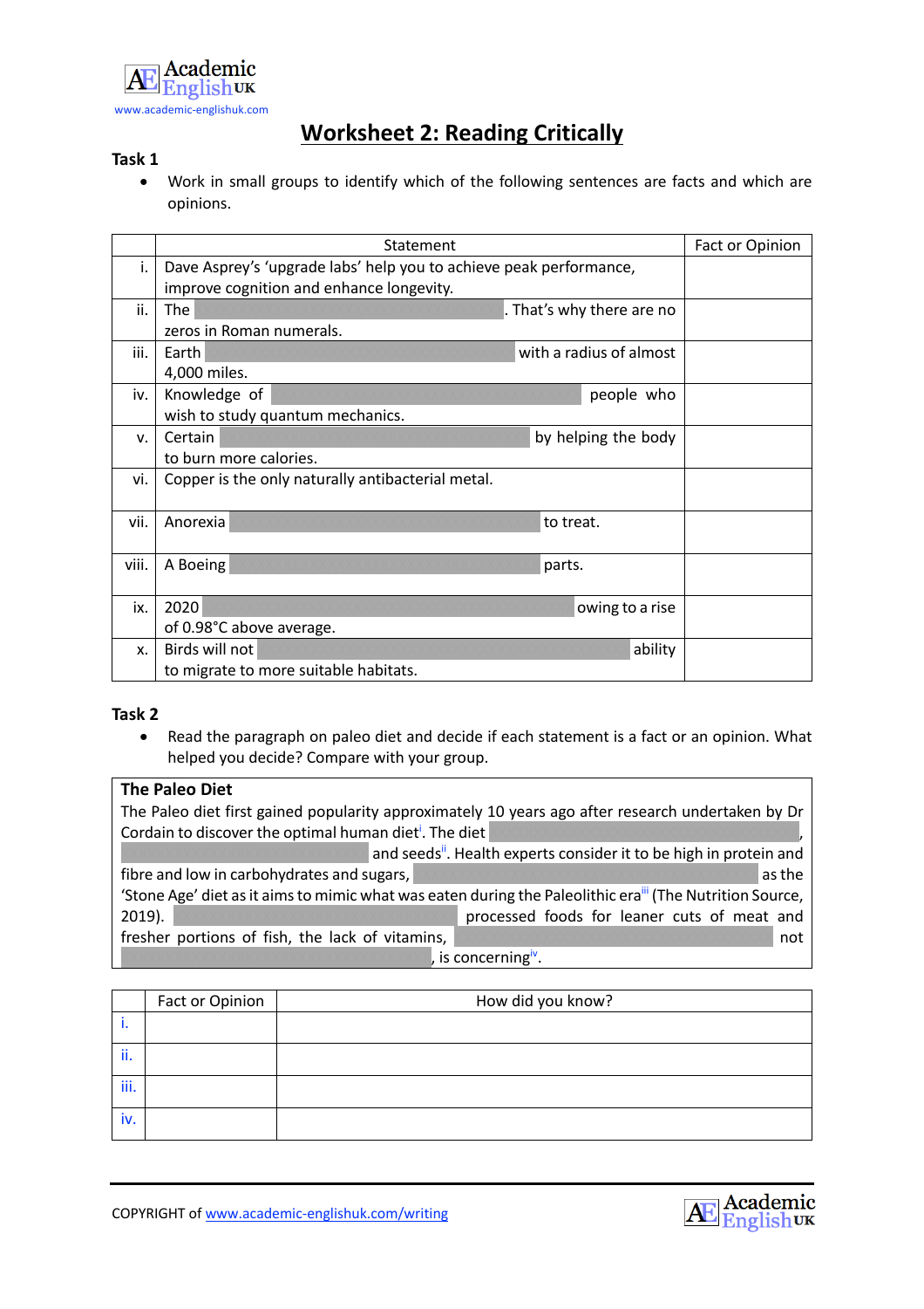# Worksheet 2: Reading Critically

**Task 1**

- Work in small groups to identify which of the following sentences are facts and which are opinions.

| | Statement | Fact or Opinion |
|---|---|---|
| i. | Dave Asprey's 'upgrade labs' help you to achieve peak performance, improve cognition and enhance longevity. | |
| ii. | The . That's why there are no zeros in Roman numerals. | |
| iii. | Earth with a radius of almost 4,000 miles. | |
| iv. | Knowledge of people who wish to study quantum mechanics. | |
| v. | Certain by helping the body to burn more calories. | |
| vi. | Copper is the only naturally antibacterial metal. | |
| vii. | Anorexia to treat. | |
| viii. | A Boeing parts. | |
| ix. | 2020 owing to a rise of 0.98°C above average. | |
| x. | Birds will not ability to migrate to more suitable habitats. | |

**Task 2**

- Read the paragraph on paleo diet and decide if each statement is a fact or an opinion. What helped you decide? Compare with your group.

**The Paleo Diet**

The Paleo diet first gained popularity approximately 10 years ago after research undertaken by Dr Cordain to discover the optimal human diet[i]. The diet , and seeds[ii]. Health experts consider it to be high in protein and fibre and low in carbohydrates and sugars, as the 'Stone Age' diet as it aims to mimic what was eaten during the Paleolithic era[iii] (The Nutrition Source, 2019). processed foods for leaner cuts of meat and fresher portions of fish, the lack of vitamins, not , is concerning[iv].

| | Fact or Opinion | How did you know? |
|---|---|---|
| i. | | |
| ii. | | |
| iii. | | |
| iv. | | |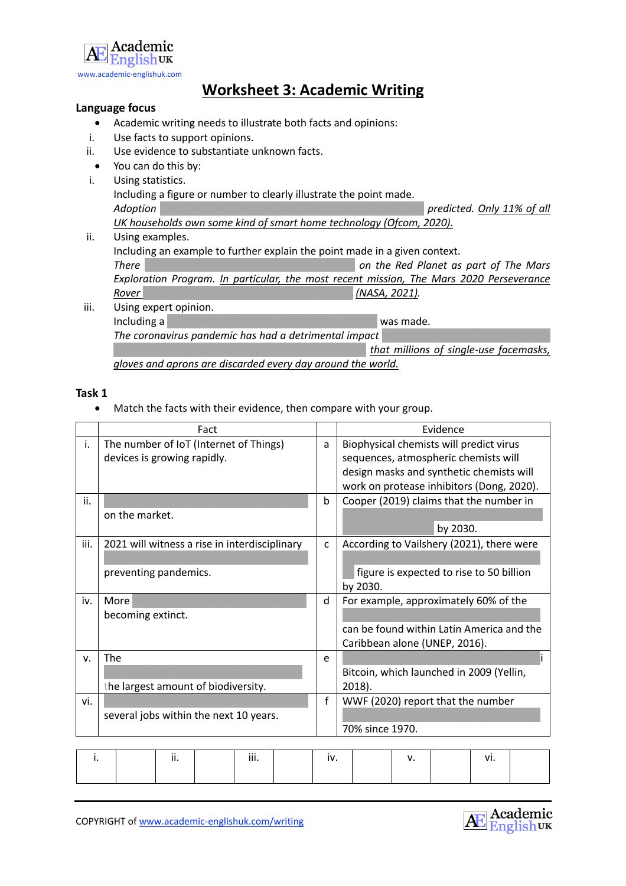# Worksheet 3: Academic Writing

**Language focus**

- Academic writing needs to illustrate both facts and opinions:
  - i. Use facts to support opinions.
  - ii. Use evidence to substantiate unknown facts.
- You can do this by:
  - i. Using statistics.
    Including a figure or number to clearly illustrate the point made.
    *Adoption* *predicted.* *Only 11% of all UK households own some kind of smart home technology (Ofcom, 2020).*
  - ii. Using examples.
    Including an example to further explain the point made in a given context.
    *There* *on the Red Planet as part of The Mars Exploration Program.* *In particular, the most recent mission, The Mars 2020 Perseverance Rover* *(NASA, 2021).*
  - iii. Using expert opinion.
    Including a was made.
    *The coronavirus pandemic has had a detrimental impact* *that millions of single-use facemasks, gloves and aprons are discarded every day around the world.*

**Task 1**

- Match the facts with their evidence, then compare with your group.

| | Fact | | Evidence |
|---|---|---|---|
| i. | The number of IoT (Internet of Things) devices is growing rapidly. | a | Biophysical chemists will predict virus sequences, atmospheric chemists will design masks and synthetic chemists will work on protease inhibitors (Dong, 2020). |
| ii. | on the market. | b | Cooper (2019) claims that the number in by 2030. |
| iii. | 2021 will witness a rise in interdisciplinary preventing pandemics. | c | According to Vailshery (2021), there were figure is expected to rise to 50 billion by 2030. |
| iv. | More becoming extinct. | d | For example, approximately 60% of the can be found within Latin America and the Caribbean alone (UNEP, 2016). |
| v. | The the largest amount of biodiversity. | e | i Bitcoin, which launched in 2009 (Yellin, 2018). |
| vi. | several jobs within the next 10 years. | f | WWF (2020) report that the number 70% since 1970. |

| i. | | ii. | | iii. | | iv. | | v. | | vi. | |
|---|---|---|---|---|---|---|---|---|---|---|---|
| | | | | | | | | | | | |

COPYRIGHT of www.academic-englishuk.com/writing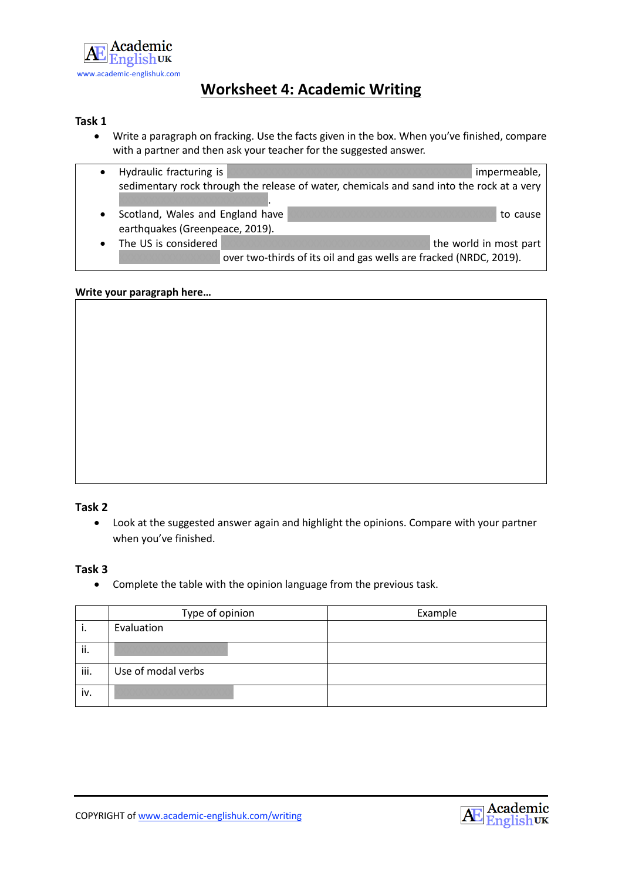# Worksheet 4: Academic Writing

## Task 1

- Write a paragraph on fracking. Use the facts given in the box. When you've finished, compare with a partner and then ask your teacher for the suggested answer.

> - Hydraulic fracturing is \_\_\_\_\_\_\_\_\_\_\_\_\_\_\_\_\_\_\_\_\_\_\_\_\_\_\_\_ impermeable, sedimentary rock through the release of water, chemicals and sand into the rock at a very \_\_\_\_\_\_\_\_\_\_\_\_\_\_\_\_\_\_.
> - Scotland, Wales and England have \_\_\_\_\_\_\_\_\_\_\_\_\_\_\_\_\_\_\_\_\_\_\_\_ to cause earthquakes (Greenpeace, 2019).
> - The US is considered \_\_\_\_\_\_\_\_\_\_\_\_\_\_\_\_\_\_\_\_\_\_\_\_ the world in most part \_\_\_\_\_\_\_\_\_\_\_\_ over two-thirds of its oil and gas wells are fracked (NRDC, 2019).

**Write your paragraph here…**

## Task 2

- Look at the suggested answer again and highlight the opinions. Compare with your partner when you've finished.

## Task 3

- Complete the table with the opinion language from the previous task.

| | Type of opinion | Example |
|---|---|---|
| i. | Evaluation | |
| ii. | | |
| iii. | Use of modal verbs | |
| iv. | | |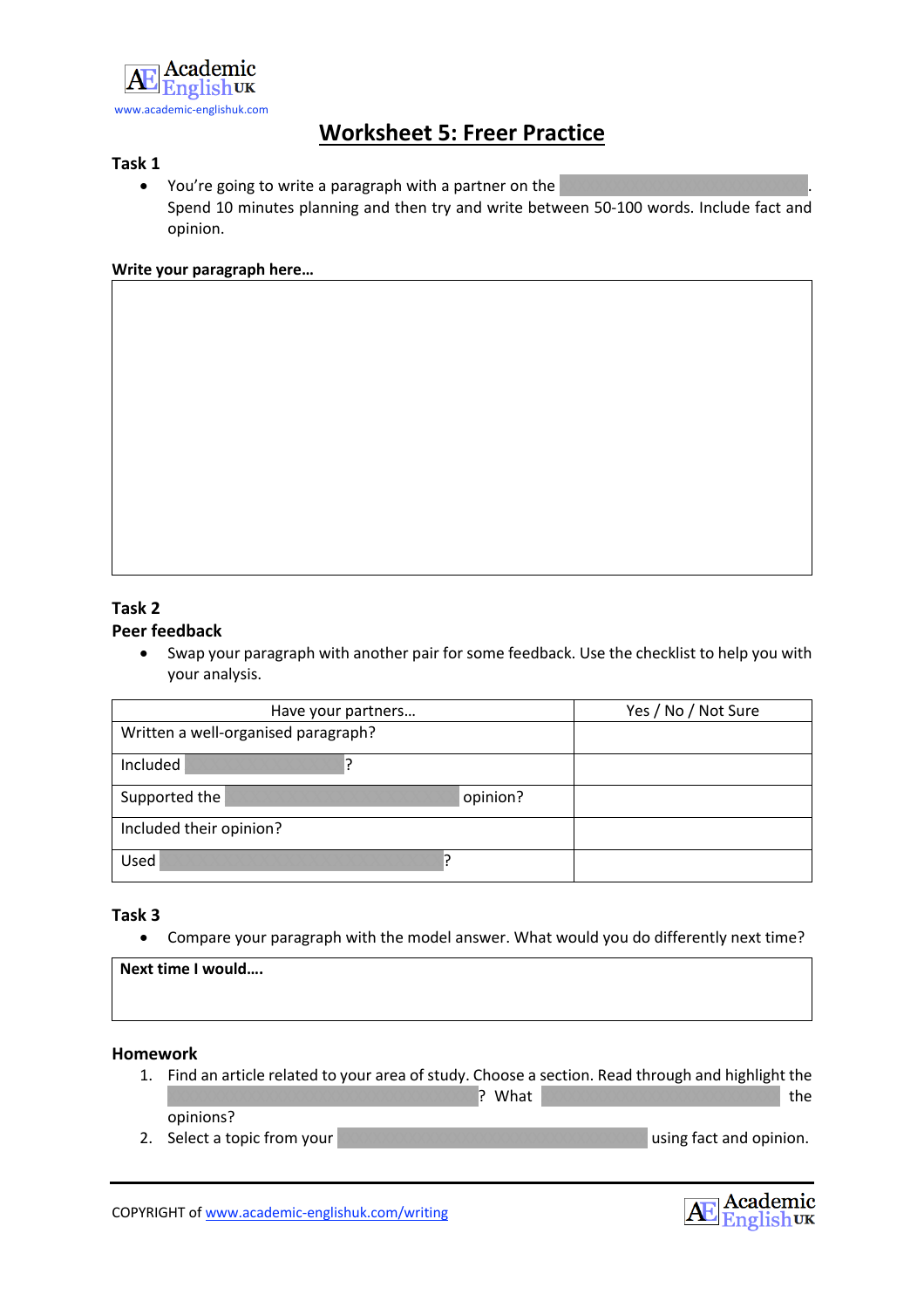# Worksheet 5: Freer Practice

**Task 1**

- You're going to write a paragraph with a partner on the . Spend 10 minutes planning and then try and write between 50-100 words. Include fact and opinion.

**Write your paragraph here…**

| |
|---|
| |

**Task 2**

**Peer feedback**

- Swap your paragraph with another pair for some feedback. Use the checklist to help you with your analysis.

| Have your partners… | Yes / No / Not Sure |
|---|---|
| Written a well-organised paragraph? | |
| Included ? | |
| Supported the  opinion? | |
| Included their opinion? | |
| Used ? | |

**Task 3**

- Compare your paragraph with the model answer. What would you do differently next time?

| **Next time I would….** |
|---|
| |

**Homework**

1. Find an article related to your area of study. Choose a section. Read through and highlight the ? What  the opinions?
2. Select a topic from your  using fact and opinion.

COPYRIGHT of www.academic-englishuk.com/writing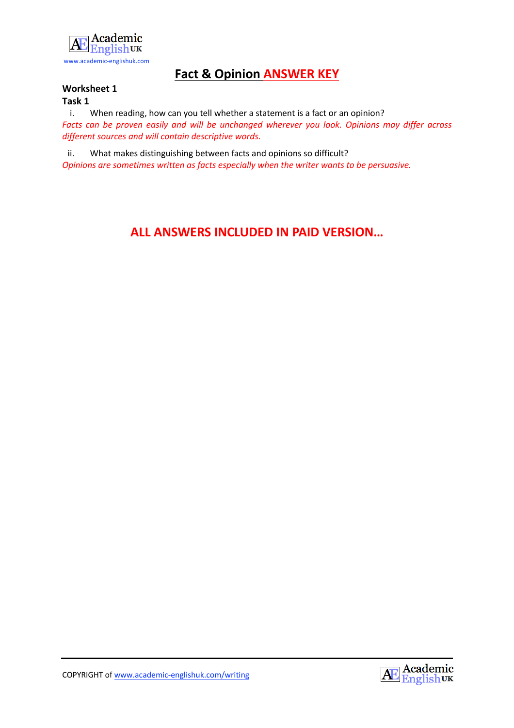# Fact & Opinion ANSWER KEY

**Worksheet 1**

**Task 1**

i. When reading, how can you tell whether a statement is a fact or an opinion?

*Facts can be proven easily and will be unchanged wherever you look. Opinions may differ across different sources and will contain descriptive words.*

ii. What makes distinguishing between facts and opinions so difficult?

*Opinions are sometimes written as facts especially when the writer wants to be persuasive.*

**ALL ANSWERS INCLUDED IN PAID VERSION…**